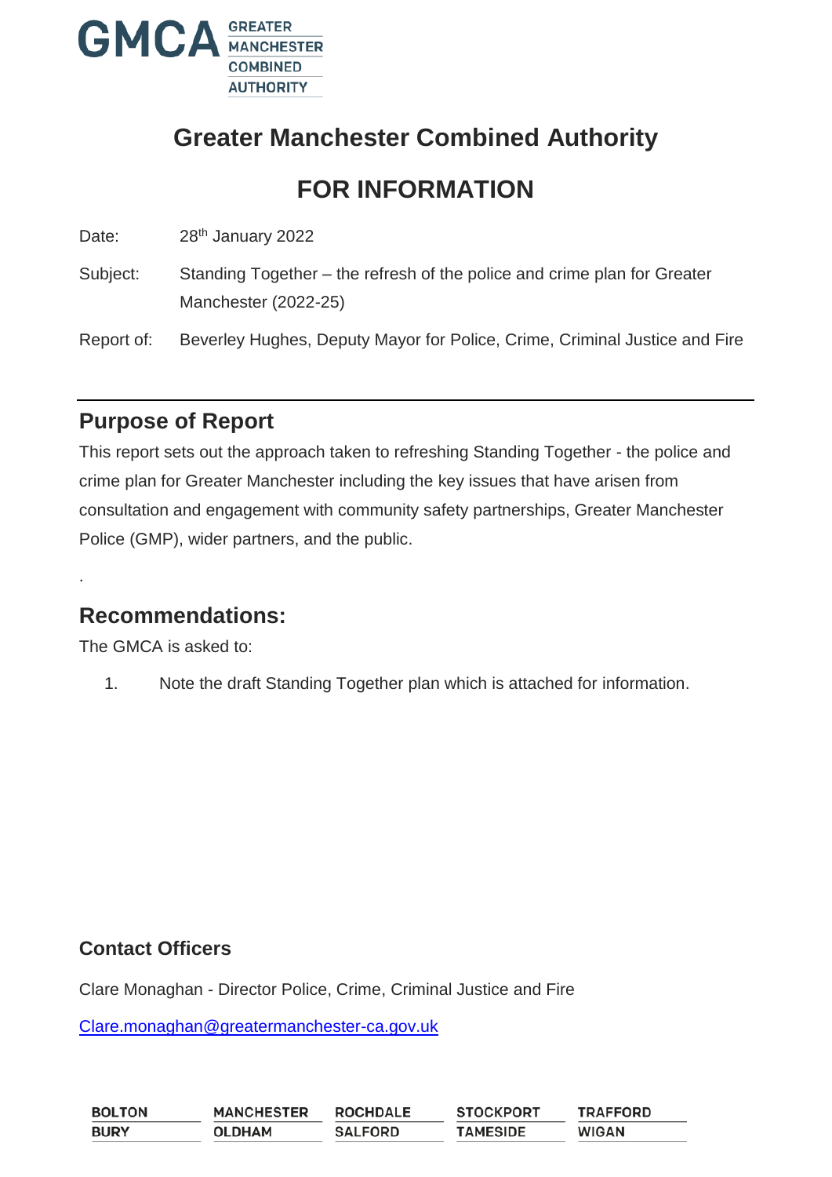GMCA GREATER MANCHESTER COMBINED AUTHORITY

# Greater Manchester Combined Authority

# FOR INFORMATION

Date: 28th January 2022

Subject: Standing Together – the refresh of the police and crime plan for Greater Manchester (2022-25)

Report of: Beverley Hughes, Deputy Mayor for Police, Crime, Criminal Justice and Fire

---

## Purpose of Report

This report sets out the approach taken to refreshing Standing Together - the police and crime plan for Greater Manchester including the key issues that have arisen from consultation and engagement with community safety partnerships, Greater Manchester Police (GMP), wider partners, and the public.

.

## Recommendations:

The GMCA is asked to:

1. Note the draft Standing Together plan which is attached for information.

### Contact Officers

Clare Monaghan - Director Police, Crime, Criminal Justice and Fire

Clare.monaghan@greatermanchester-ca.gov.uk

| BOLTON | MANCHESTER | ROCHDALE | STOCKPORT | TRAFFORD |
|---|---|---|---|---|
| BURY | OLDHAM | SALFORD | TAMESIDE | WIGAN |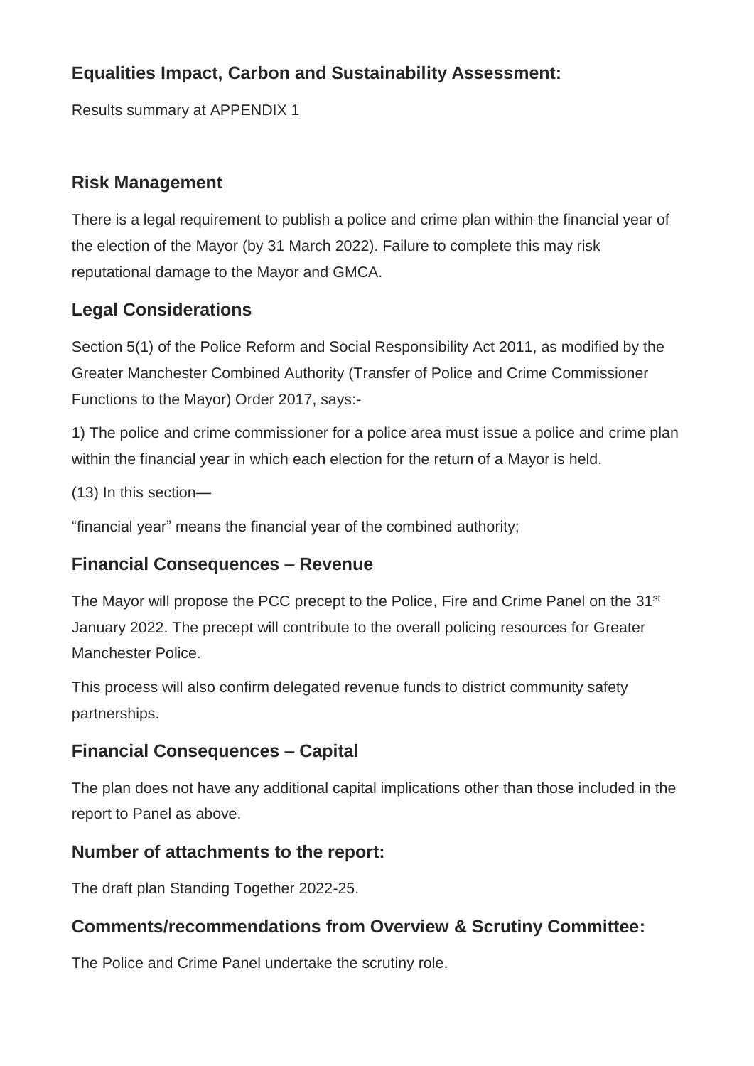### Equalities Impact, Carbon and Sustainability Assessment:

Results summary at APPENDIX 1

### Risk Management

There is a legal requirement to publish a police and crime plan within the financial year of the election of the Mayor (by 31 March 2022). Failure to complete this may risk reputational damage to the Mayor and GMCA.

### Legal Considerations

Section 5(1) of the Police Reform and Social Responsibility Act 2011, as modified by the Greater Manchester Combined Authority (Transfer of Police and Crime Commissioner Functions to the Mayor) Order 2017, says:-

1) The police and crime commissioner for a police area must issue a police and crime plan within the financial year in which each election for the return of a Mayor is held.

(13) In this section—

"financial year" means the financial year of the combined authority;

### Financial Consequences – Revenue

The Mayor will propose the PCC precept to the Police, Fire and Crime Panel on the 31st January 2022. The precept will contribute to the overall policing resources for Greater Manchester Police.

This process will also confirm delegated revenue funds to district community safety partnerships.

### Financial Consequences – Capital

The plan does not have any additional capital implications other than those included in the report to Panel as above.

### Number of attachments to the report:

The draft plan Standing Together 2022-25.

### Comments/recommendations from Overview & Scrutiny Committee:

The Police and Crime Panel undertake the scrutiny role.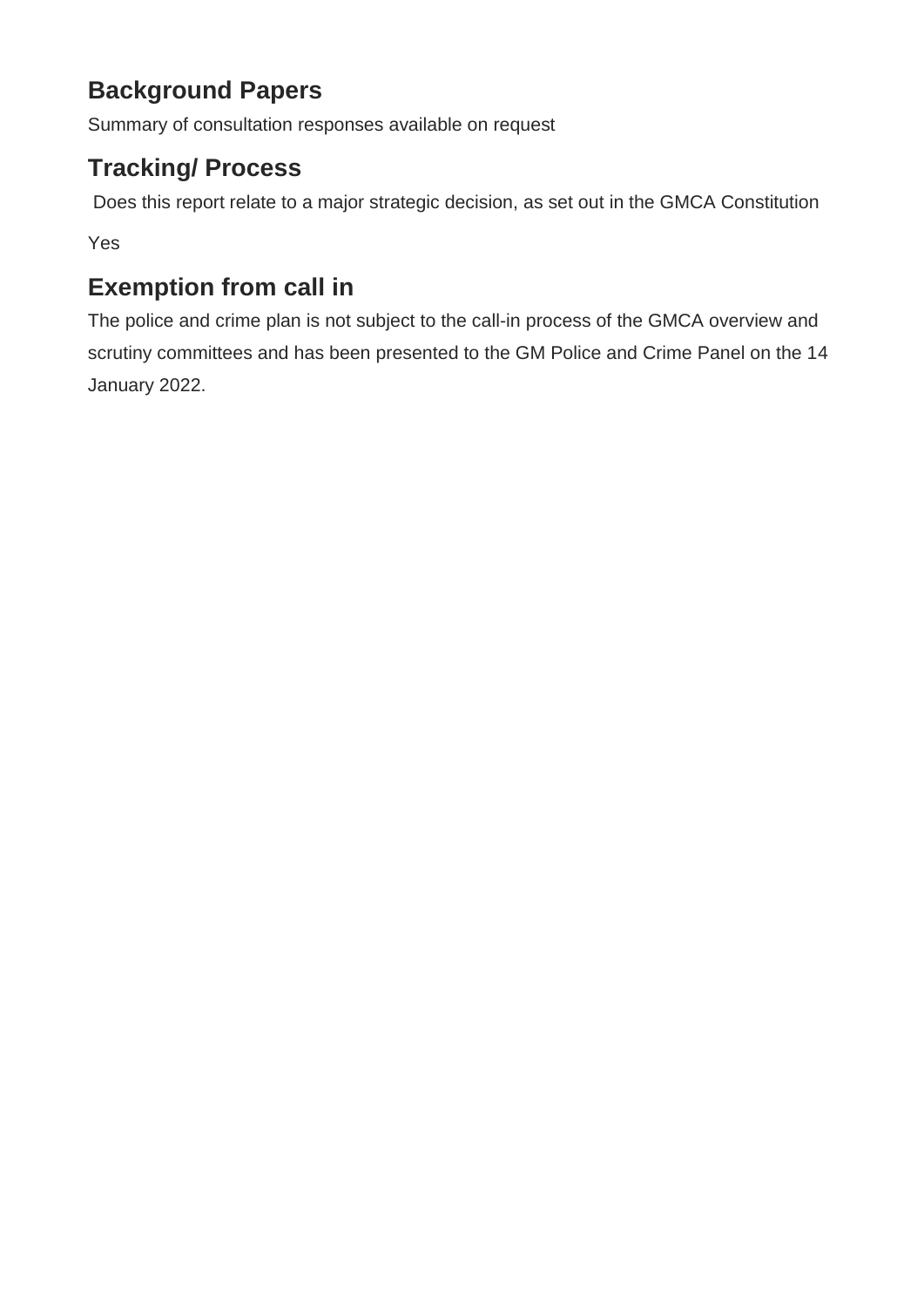## Background Papers

Summary of consultation responses available on request

## Tracking/ Process

Does this report relate to a major strategic decision, as set out in the GMCA Constitution

Yes

## Exemption from call in

The police and crime plan is not subject to the call-in process of the GMCA overview and scrutiny committees and has been presented to the GM Police and Crime Panel on the 14 January 2022.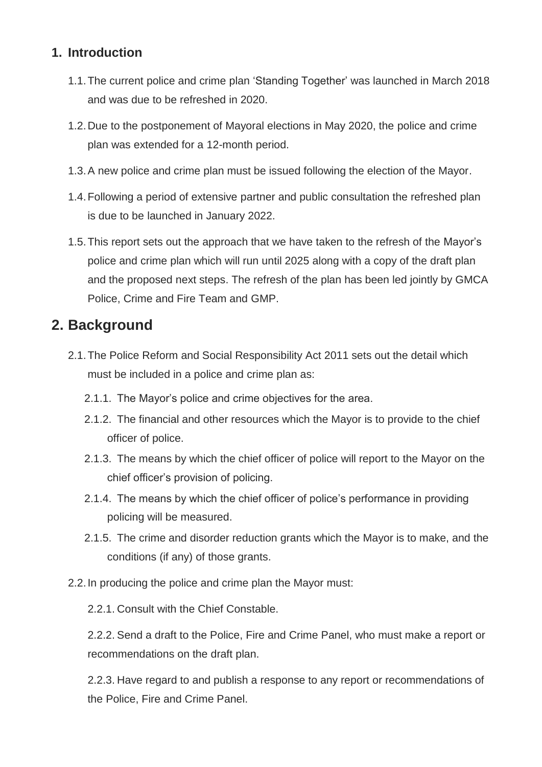## 1. Introduction

1.1. The current police and crime plan 'Standing Together' was launched in March 2018 and was due to be refreshed in 2020.

1.2. Due to the postponement of Mayoral elections in May 2020, the police and crime plan was extended for a 12-month period.

1.3. A new police and crime plan must be issued following the election of the Mayor.

1.4. Following a period of extensive partner and public consultation the refreshed plan is due to be launched in January 2022.

1.5. This report sets out the approach that we have taken to the refresh of the Mayor's police and crime plan which will run until 2025 along with a copy of the draft plan and the proposed next steps. The refresh of the plan has been led jointly by GMCA Police, Crime and Fire Team and GMP.

## 2. Background

2.1. The Police Reform and Social Responsibility Act 2011 sets out the detail which must be included in a police and crime plan as:

2.1.1. The Mayor's police and crime objectives for the area.

2.1.2. The financial and other resources which the Mayor is to provide to the chief officer of police.

2.1.3. The means by which the chief officer of police will report to the Mayor on the chief officer's provision of policing.

2.1.4. The means by which the chief officer of police's performance in providing policing will be measured.

2.1.5. The crime and disorder reduction grants which the Mayor is to make, and the conditions (if any) of those grants.

2.2. In producing the police and crime plan the Mayor must:

2.2.1. Consult with the Chief Constable.

2.2.2. Send a draft to the Police, Fire and Crime Panel, who must make a report or recommendations on the draft plan.

2.2.3. Have regard to and publish a response to any report or recommendations of the Police, Fire and Crime Panel.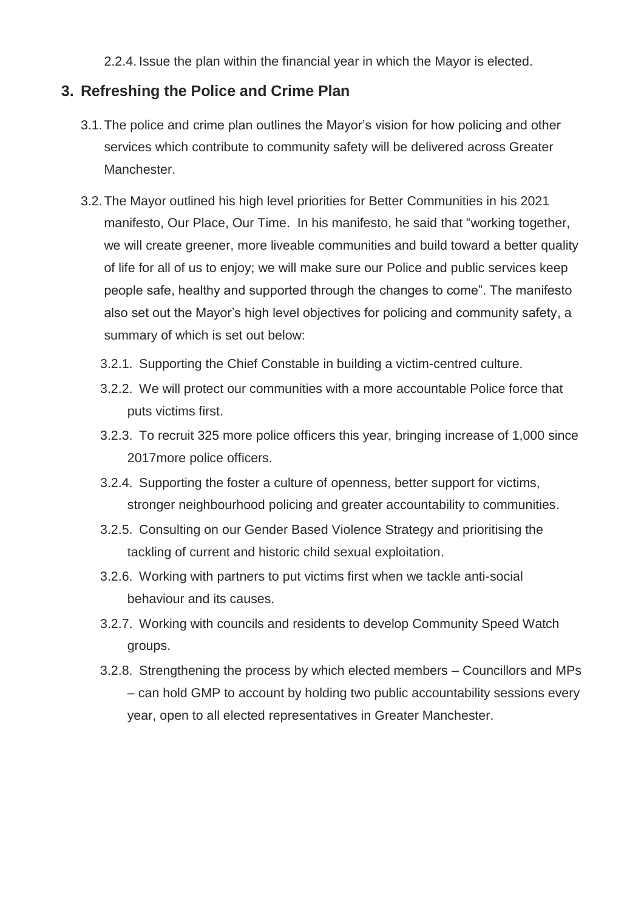2.2.4. Issue the plan within the financial year in which the Mayor is elected.

## 3. Refreshing the Police and Crime Plan

3.1. The police and crime plan outlines the Mayor's vision for how policing and other services which contribute to community safety will be delivered across Greater Manchester.

3.2. The Mayor outlined his high level priorities for Better Communities in his 2021 manifesto, Our Place, Our Time. In his manifesto, he said that "working together, we will create greener, more liveable communities and build toward a better quality of life for all of us to enjoy; we will make sure our Police and public services keep people safe, healthy and supported through the changes to come". The manifesto also set out the Mayor's high level objectives for policing and community safety, a summary of which is set out below:

3.2.1. Supporting the Chief Constable in building a victim-centred culture.

3.2.2. We will protect our communities with a more accountable Police force that puts victims first.

3.2.3. To recruit 325 more police officers this year, bringing increase of 1,000 since 2017more police officers.

3.2.4. Supporting the foster a culture of openness, better support for victims, stronger neighbourhood policing and greater accountability to communities.

3.2.5. Consulting on our Gender Based Violence Strategy and prioritising the tackling of current and historic child sexual exploitation.

3.2.6. Working with partners to put victims first when we tackle anti-social behaviour and its causes.

3.2.7. Working with councils and residents to develop Community Speed Watch groups.

3.2.8. Strengthening the process by which elected members – Councillors and MPs – can hold GMP to account by holding two public accountability sessions every year, open to all elected representatives in Greater Manchester.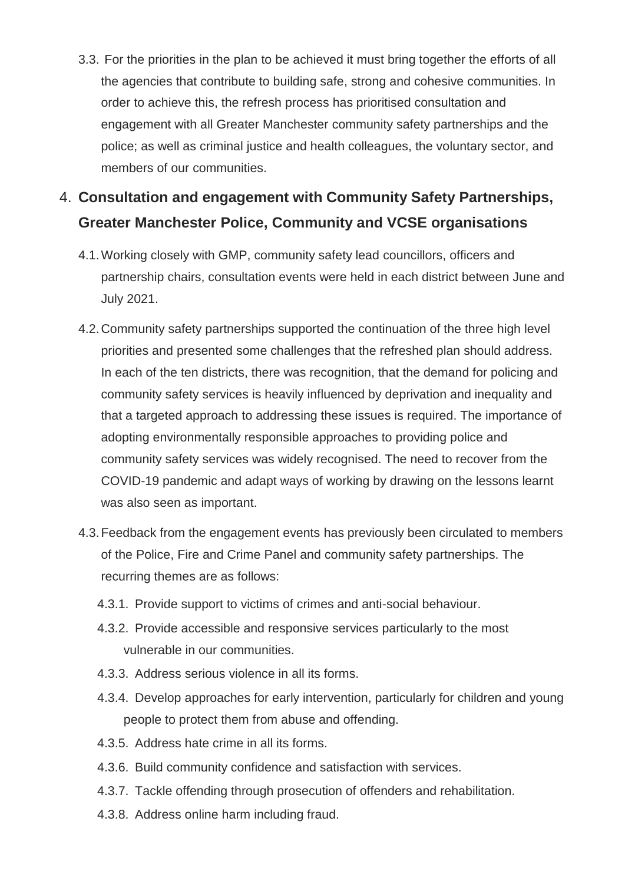3.3. For the priorities in the plan to be achieved it must bring together the efforts of all the agencies that contribute to building safe, strong and cohesive communities. In order to achieve this, the refresh process has prioritised consultation and engagement with all Greater Manchester community safety partnerships and the police; as well as criminal justice and health colleagues, the voluntary sector, and members of our communities.

## 4. Consultation and engagement with Community Safety Partnerships, Greater Manchester Police, Community and VCSE organisations

4.1. Working closely with GMP, community safety lead councillors, officers and partnership chairs, consultation events were held in each district between June and July 2021.

4.2. Community safety partnerships supported the continuation of the three high level priorities and presented some challenges that the refreshed plan should address. In each of the ten districts, there was recognition, that the demand for policing and community safety services is heavily influenced by deprivation and inequality and that a targeted approach to addressing these issues is required. The importance of adopting environmentally responsible approaches to providing police and community safety services was widely recognised. The need to recover from the COVID-19 pandemic and adapt ways of working by drawing on the lessons learnt was also seen as important.

4.3. Feedback from the engagement events has previously been circulated to members of the Police, Fire and Crime Panel and community safety partnerships. The recurring themes are as follows:

4.3.1. Provide support to victims of crimes and anti-social behaviour.

4.3.2. Provide accessible and responsive services particularly to the most vulnerable in our communities.

4.3.3. Address serious violence in all its forms.

4.3.4. Develop approaches for early intervention, particularly for children and young people to protect them from abuse and offending.

4.3.5. Address hate crime in all its forms.

4.3.6. Build community confidence and satisfaction with services.

4.3.7. Tackle offending through prosecution of offenders and rehabilitation.

4.3.8. Address online harm including fraud.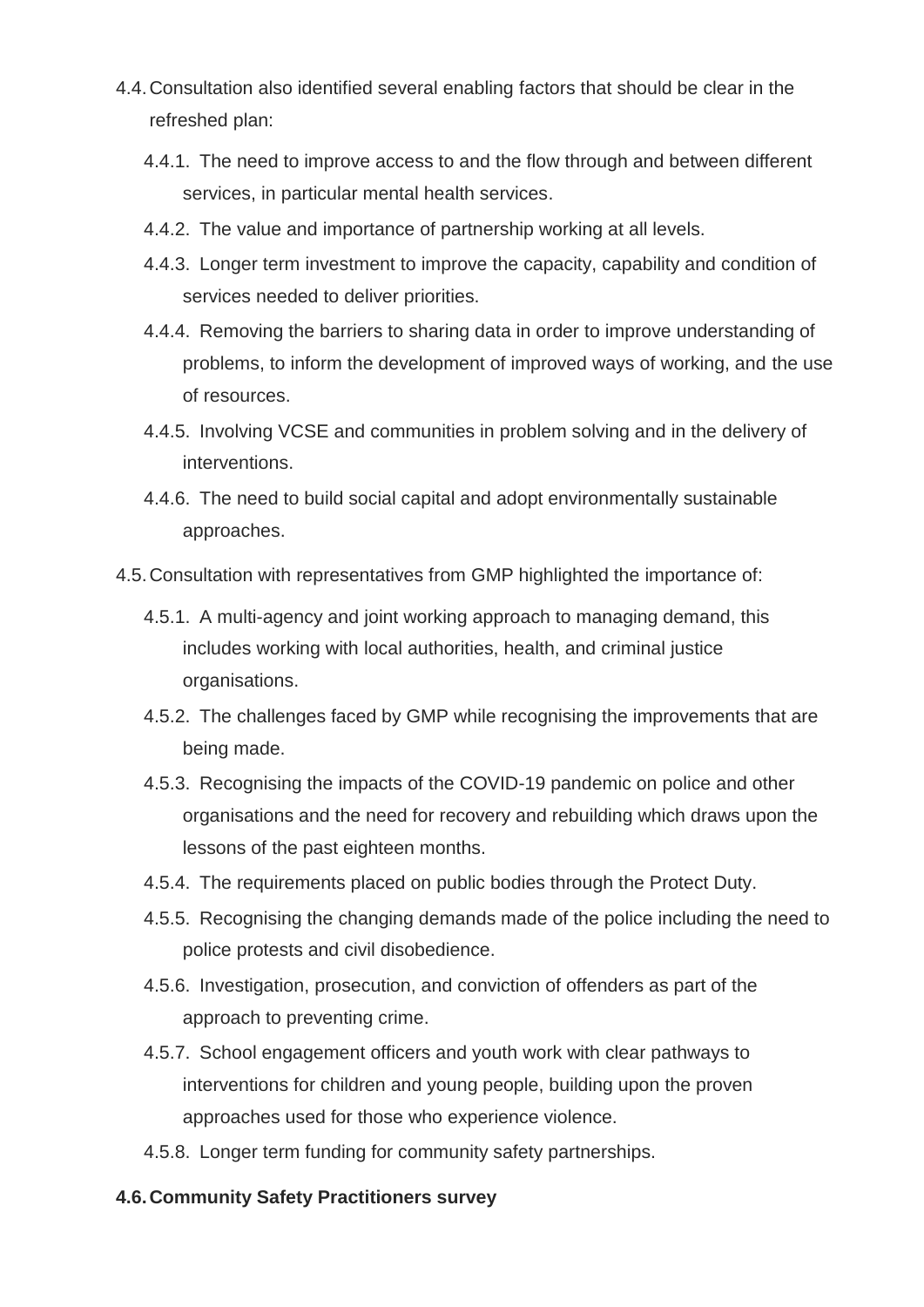4.4. Consultation also identified several enabling factors that should be clear in the refreshed plan:

4.4.1. The need to improve access to and the flow through and between different services, in particular mental health services.

4.4.2. The value and importance of partnership working at all levels.

4.4.3. Longer term investment to improve the capacity, capability and condition of services needed to deliver priorities.

4.4.4. Removing the barriers to sharing data in order to improve understanding of problems, to inform the development of improved ways of working, and the use of resources.

4.4.5. Involving VCSE and communities in problem solving and in the delivery of interventions.

4.4.6. The need to build social capital and adopt environmentally sustainable approaches.

4.5. Consultation with representatives from GMP highlighted the importance of:

4.5.1. A multi-agency and joint working approach to managing demand, this includes working with local authorities, health, and criminal justice organisations.

4.5.2. The challenges faced by GMP while recognising the improvements that are being made.

4.5.3. Recognising the impacts of the COVID-19 pandemic on police and other organisations and the need for recovery and rebuilding which draws upon the lessons of the past eighteen months.

4.5.4. The requirements placed on public bodies through the Protect Duty.

4.5.5. Recognising the changing demands made of the police including the need to police protests and civil disobedience.

4.5.6. Investigation, prosecution, and conviction of offenders as part of the approach to preventing crime.

4.5.7. School engagement officers and youth work with clear pathways to interventions for children and young people, building upon the proven approaches used for those who experience violence.

4.5.8. Longer term funding for community safety partnerships.

**4.6. Community Safety Practitioners survey**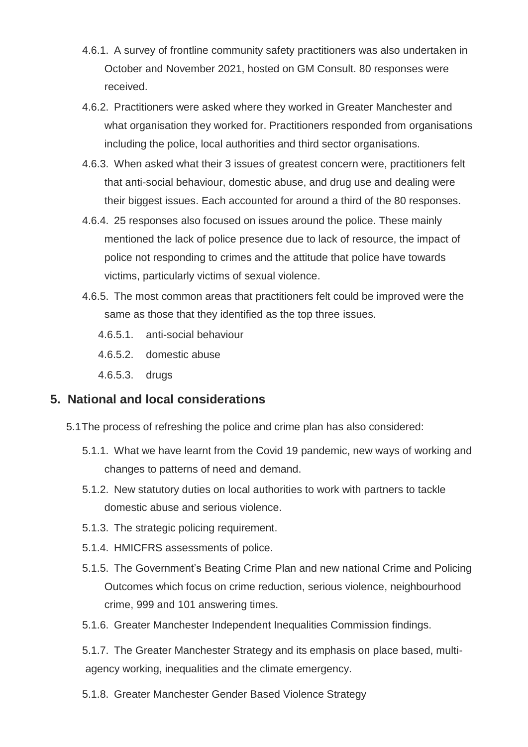4.6.1. A survey of frontline community safety practitioners was also undertaken in October and November 2021, hosted on GM Consult. 80 responses were received.

4.6.2. Practitioners were asked where they worked in Greater Manchester and what organisation they worked for. Practitioners responded from organisations including the police, local authorities and third sector organisations.

4.6.3. When asked what their 3 issues of greatest concern were, practitioners felt that anti-social behaviour, domestic abuse, and drug use and dealing were their biggest issues. Each accounted for around a third of the 80 responses.

4.6.4. 25 responses also focused on issues around the police. These mainly mentioned the lack of police presence due to lack of resource, the impact of police not responding to crimes and the attitude that police have towards victims, particularly victims of sexual violence.

4.6.5. The most common areas that practitioners felt could be improved were the same as those that they identified as the top three issues.

4.6.5.1. anti-social behaviour

4.6.5.2. domestic abuse

4.6.5.3. drugs

## 5. National and local considerations

5.1 The process of refreshing the police and crime plan has also considered:

5.1.1. What we have learnt from the Covid 19 pandemic, new ways of working and changes to patterns of need and demand.

5.1.2. New statutory duties on local authorities to work with partners to tackle domestic abuse and serious violence.

5.1.3. The strategic policing requirement.

5.1.4. HMICFRS assessments of police.

5.1.5. The Government's Beating Crime Plan and new national Crime and Policing Outcomes which focus on crime reduction, serious violence, neighbourhood crime, 999 and 101 answering times.

5.1.6. Greater Manchester Independent Inequalities Commission findings.

5.1.7. The Greater Manchester Strategy and its emphasis on place based, multi-agency working, inequalities and the climate emergency.

5.1.8. Greater Manchester Gender Based Violence Strategy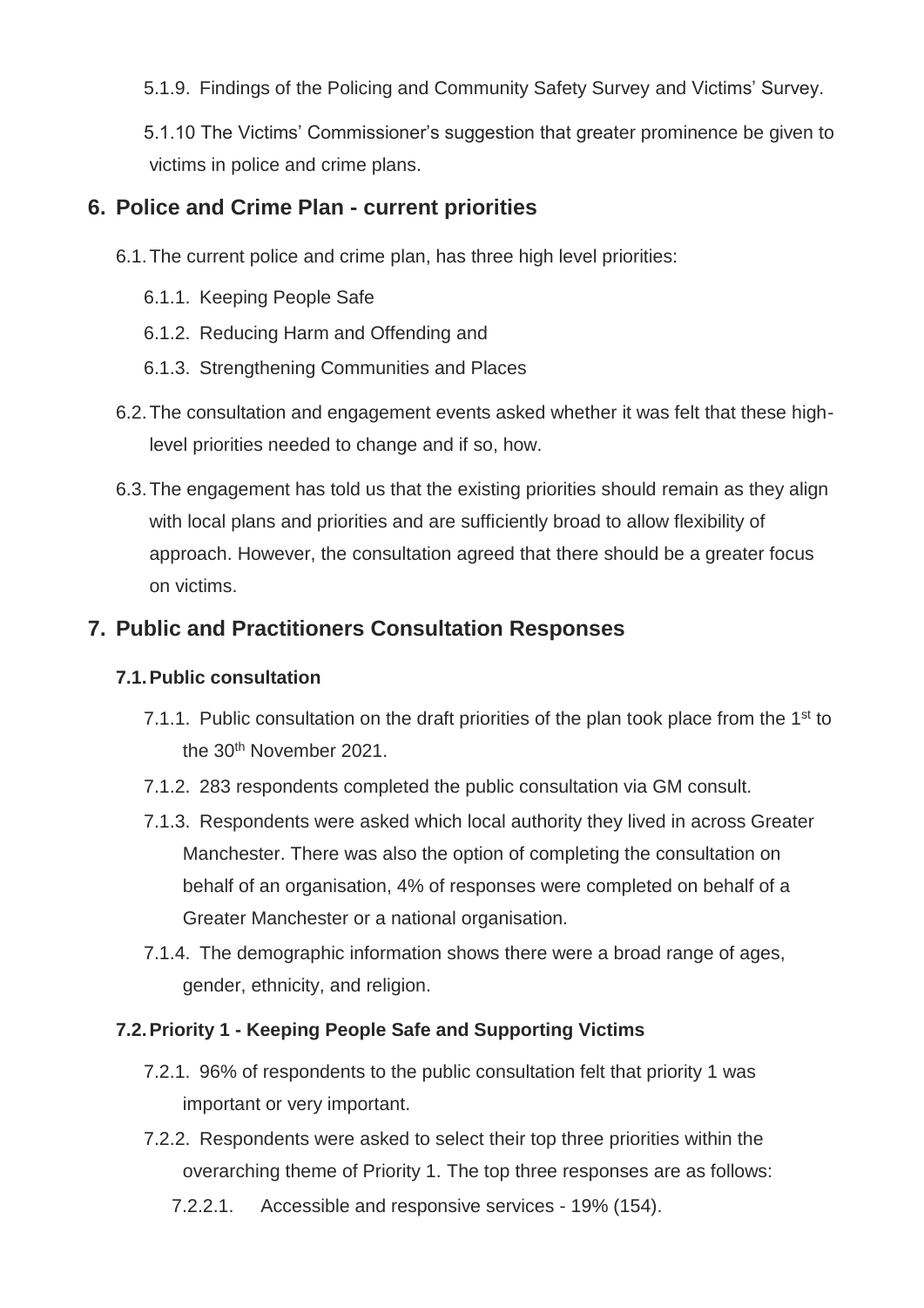5.1.9. Findings of the Policing and Community Safety Survey and Victims' Survey.

5.1.10 The Victims' Commissioner's suggestion that greater prominence be given to victims in police and crime plans.

## 6. Police and Crime Plan - current priorities

6.1. The current police and crime plan, has three high level priorities:

6.1.1. Keeping People Safe

6.1.2. Reducing Harm and Offending and

6.1.3. Strengthening Communities and Places

6.2. The consultation and engagement events asked whether it was felt that these high-level priorities needed to change and if so, how.

6.3. The engagement has told us that the existing priorities should remain as they align with local plans and priorities and are sufficiently broad to allow flexibility of approach. However, the consultation agreed that there should be a greater focus on victims.

## 7. Public and Practitioners Consultation Responses

### 7.1. Public consultation

7.1.1. Public consultation on the draft priorities of the plan took place from the 1st to the 30th November 2021.

7.1.2. 283 respondents completed the public consultation via GM consult.

7.1.3. Respondents were asked which local authority they lived in across Greater Manchester. There was also the option of completing the consultation on behalf of an organisation, 4% of responses were completed on behalf of a Greater Manchester or a national organisation.

7.1.4. The demographic information shows there were a broad range of ages, gender, ethnicity, and religion.

### 7.2. Priority 1 - Keeping People Safe and Supporting Victims

7.2.1. 96% of respondents to the public consultation felt that priority 1 was important or very important.

7.2.2. Respondents were asked to select their top three priorities within the overarching theme of Priority 1. The top three responses are as follows:

7.2.2.1. Accessible and responsive services - 19% (154).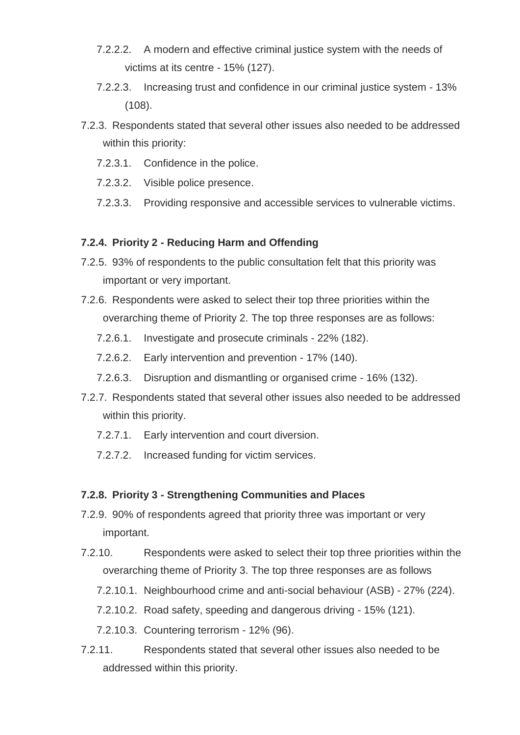- 7.2.2.2. A modern and effective criminal justice system with the needs of victims at its centre - 15% (127).
- 7.2.2.3. Increasing trust and confidence in our criminal justice system - 13% (108).

7.2.3. Respondents stated that several other issues also needed to be addressed within this priority:

- 7.2.3.1. Confidence in the police.
- 7.2.3.2. Visible police presence.
- 7.2.3.3. Providing responsive and accessible services to vulnerable victims.

**7.2.4. Priority 2 - Reducing Harm and Offending**

7.2.5. 93% of respondents to the public consultation felt that this priority was important or very important.

7.2.6. Respondents were asked to select their top three priorities within the overarching theme of Priority 2. The top three responses are as follows:

- 7.2.6.1. Investigate and prosecute criminals - 22% (182).
- 7.2.6.2. Early intervention and prevention - 17% (140).
- 7.2.6.3. Disruption and dismantling or organised crime - 16% (132).

7.2.7. Respondents stated that several other issues also needed to be addressed within this priority.

- 7.2.7.1. Early intervention and court diversion.
- 7.2.7.2. Increased funding for victim services.

**7.2.8. Priority 3 - Strengthening Communities and Places**

7.2.9. 90% of respondents agreed that priority three was important or very important.

7.2.10. Respondents were asked to select their top three priorities within the overarching theme of Priority 3. The top three responses are as follows

- 7.2.10.1. Neighbourhood crime and anti-social behaviour (ASB) - 27% (224).
- 7.2.10.2. Road safety, speeding and dangerous driving - 15% (121).
- 7.2.10.3. Countering terrorism - 12% (96).

7.2.11. Respondents stated that several other issues also needed to be addressed within this priority.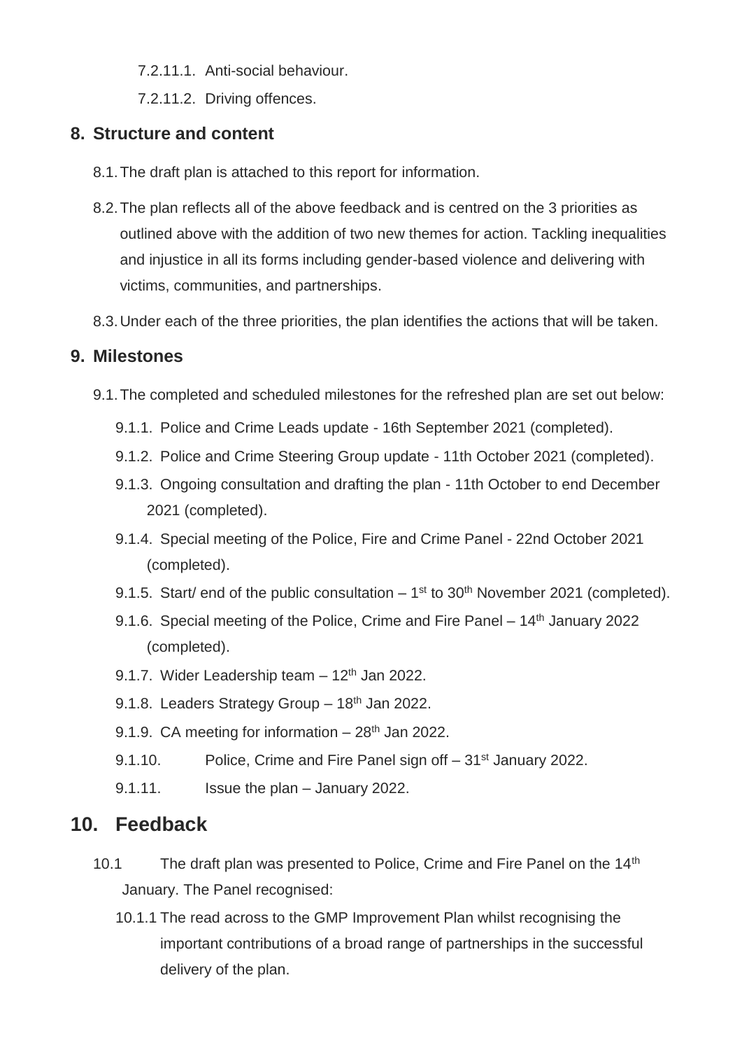7.2.11.1. Anti-social behaviour.

7.2.11.2. Driving offences.

## 8. Structure and content

8.1. The draft plan is attached to this report for information.

8.2. The plan reflects all of the above feedback and is centred on the 3 priorities as outlined above with the addition of two new themes for action. Tackling inequalities and injustice in all its forms including gender-based violence and delivering with victims, communities, and partnerships.

8.3. Under each of the three priorities, the plan identifies the actions that will be taken.

## 9. Milestones

9.1. The completed and scheduled milestones for the refreshed plan are set out below:

9.1.1. Police and Crime Leads update - 16th September 2021 (completed).

9.1.2. Police and Crime Steering Group update - 11th October 2021 (completed).

9.1.3. Ongoing consultation and drafting the plan - 11th October to end December 2021 (completed).

9.1.4. Special meeting of the Police, Fire and Crime Panel - 22nd October 2021 (completed).

9.1.5. Start/ end of the public consultation – 1st to 30th November 2021 (completed).

9.1.6. Special meeting of the Police, Crime and Fire Panel – 14th January 2022 (completed).

9.1.7. Wider Leadership team – 12th Jan 2022.

9.1.8. Leaders Strategy Group – 18th Jan 2022.

9.1.9. CA meeting for information – 28th Jan 2022.

9.1.10. Police, Crime and Fire Panel sign off – 31st January 2022.

9.1.11. Issue the plan – January 2022.

## 10. Feedback

10.1 The draft plan was presented to Police, Crime and Fire Panel on the 14th January. The Panel recognised:

10.1.1 The read across to the GMP Improvement Plan whilst recognising the important contributions of a broad range of partnerships in the successful delivery of the plan.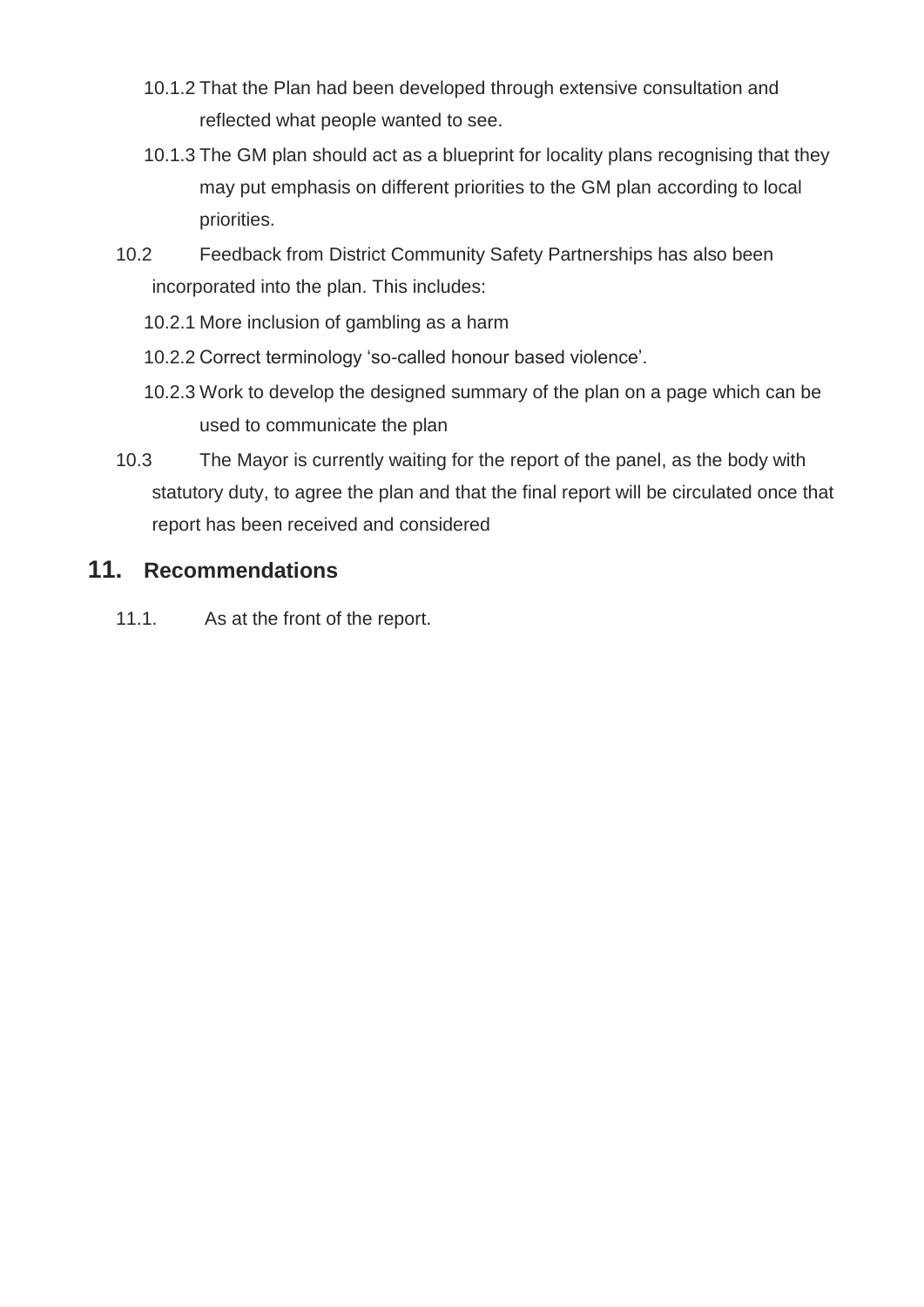10.1.2 That the Plan had been developed through extensive consultation and reflected what people wanted to see.

10.1.3 The GM plan should act as a blueprint for locality plans recognising that they may put emphasis on different priorities to the GM plan according to local priorities.

10.2 Feedback from District Community Safety Partnerships has also been incorporated into the plan. This includes:

10.2.1 More inclusion of gambling as a harm

10.2.2 Correct terminology 'so-called honour based violence'.

10.2.3 Work to develop the designed summary of the plan on a page which can be used to communicate the plan

10.3 The Mayor is currently waiting for the report of the panel, as the body with statutory duty, to agree the plan and that the final report will be circulated once that report has been received and considered

## 11. Recommendations

11.1. As at the front of the report.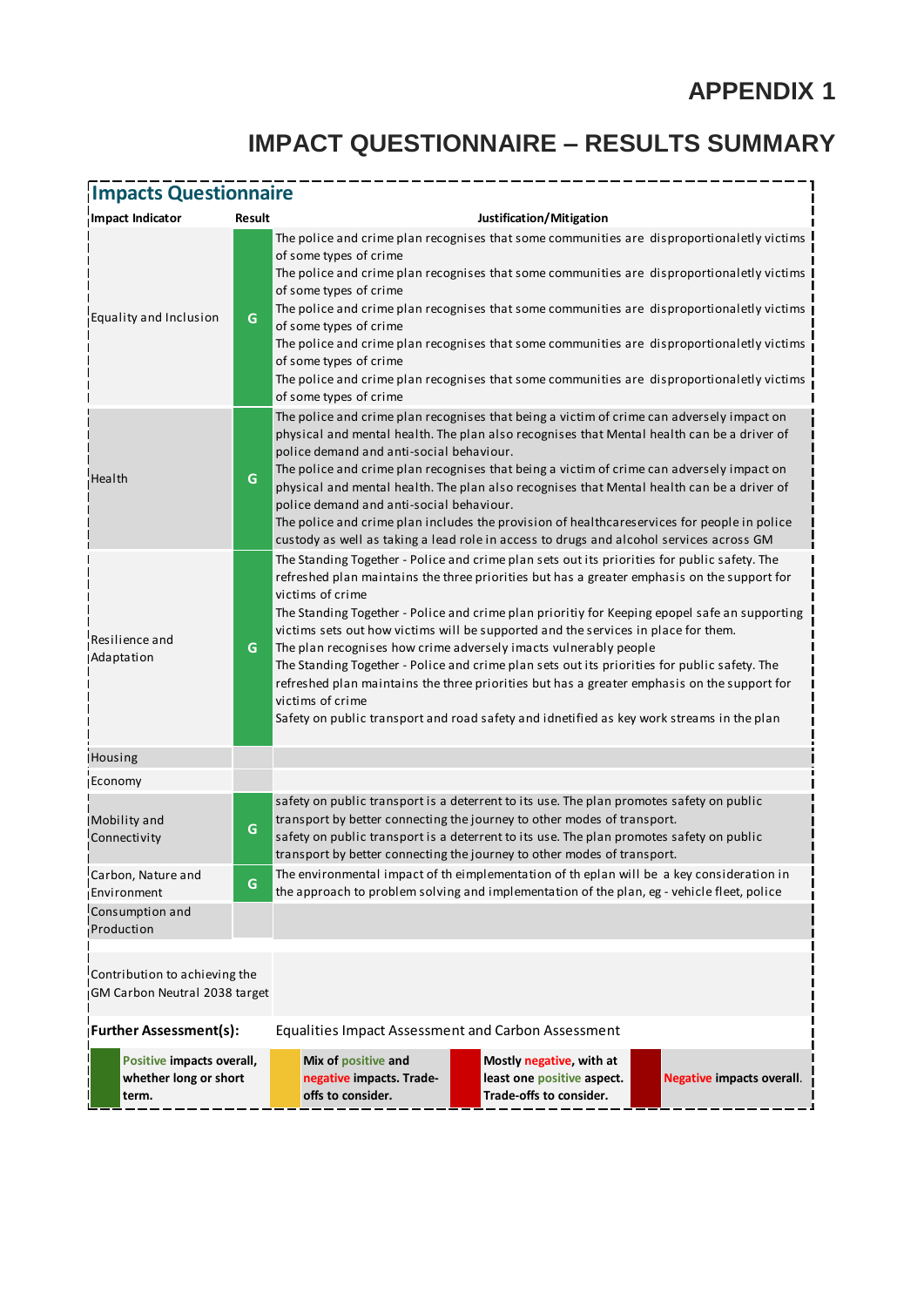# APPENDIX 1

# IMPACT QUESTIONNAIRE – RESULTS SUMMARY

## Impacts Questionnaire

| Impact Indicator | Result | Justification/Mitigation |
|---|---|---|
| Equality and Inclusion | G | The police and crime plan recognises that some communities are disproportionaletly victims of some types of crime<br>The police and crime plan recognises that some communities are disproportionaletly victims of some types of crime<br>The police and crime plan recognises that some communities are disproportionaletly victims of some types of crime<br>The police and crime plan recognises that some communities are disproportionaletly victims of some types of crime<br>The police and crime plan recognises that some communities are disproportionaletly victims of some types of crime |
| Health | G | The police and crime plan recognises that being a victim of crime can adversely impact on physical and mental health. The plan also recognises that Mental health can be a driver of police demand and anti-social behaviour.<br>The police and crime plan recognises that being a victim of crime can adversely impact on physical and mental health. The plan also recognises that Mental health can be a driver of police demand and anti-social behaviour.<br>The police and crime plan includes the provision of healthcareservices for people in police custody as well as taking a lead role in access to drugs and alcohol services across GM |
| Resilience and Adaptation | G | The Standing Together - Police and crime plan sets out its priorities for public safety. The refreshed plan maintains the three priorities but has a greater emphasis on the support for victims of crime<br>The Standing Together - Police and crime plan prioritiy for Keeping epopel safe an supporting victims sets out how victims will be supported and the services in place for them.<br>The plan recognises how crime adversely imacts vulnerably people<br>The Standing Together - Police and crime plan sets out its priorities for public safety. The refreshed plan maintains the three priorities but has a greater emphasis on the support for victims of crime<br>Safety on public transport and road safety and idnetified as key work streams in the plan |
| Housing | | |
| Economy | | |
| Mobility and Connectivity | G | safety on public transport is a deterrent to its use. The plan promotes safety on public transport by better connecting the journey to other modes of transport.<br>safety on public transport is a deterrent to its use. The plan promotes safety on public transport by better connecting the journey to other modes of transport. |
| Carbon, Nature and Environment | G | The environmental impact of th eimplementation of th eplan will be a key consideration in the approach to problem solving and implementation of the plan, eg - vehicle fleet, police |
| Consumption and Production | | |
| Contribution to achieving the GM Carbon Neutral 2038 target | | |
| **Further Assessment(s):** | | Equalities Impact Assessment and Carbon Assessment |

**Key:**

- Positive impacts overall, whether long or short term.
- Mix of positive and negative impacts. Trade-offs to consider.
- Mostly negative, with at least one positive aspect. Trade-offs to consider.
- Negative impacts overall.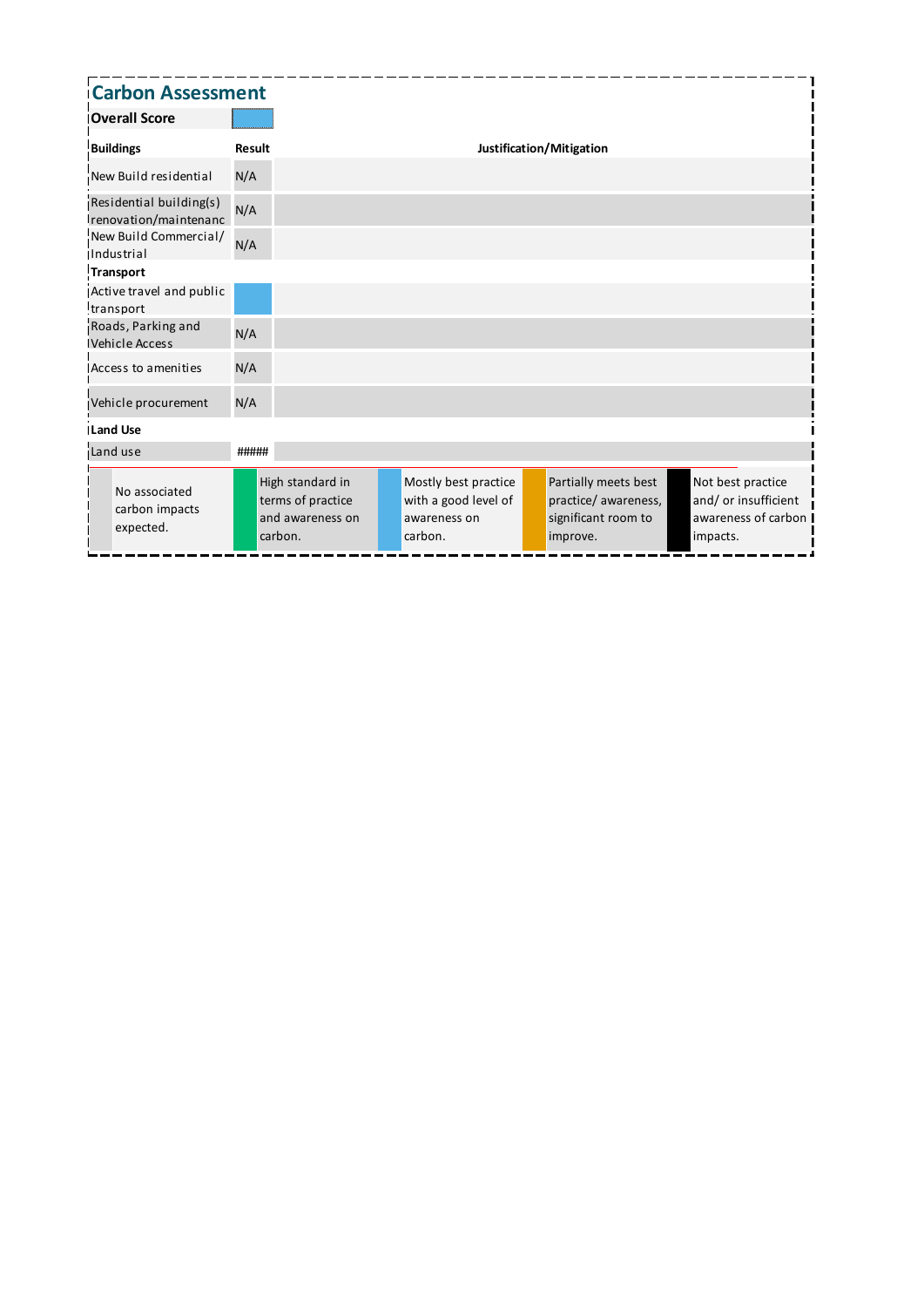## Carbon Assessment

**Overall Score**

| Buildings | Result | Justification/Mitigation |
|---|---|---|
| New Build residential | N/A | |
| Residential building(s) renovation/maintenanc | N/A | |
| New Build Commercial/ Industrial | N/A | |
| **Transport** | | |
| Active travel and public transport | | |
| Roads, Parking and Vehicle Access | N/A | |
| Access to amenities | N/A | |
| Vehicle procurement | N/A | |
| **Land Use** | | |
| Land use | ##### | |

| | | | | |
|---|---|---|---|---|
| No associated carbon impacts expected. | High standard in terms of practice and awareness on carbon. | Mostly best practice with a good level of awareness on carbon. | Partially meets best practice/ awareness, significant room to improve. | Not best practice and/ or insufficient awareness of carbon impacts. |